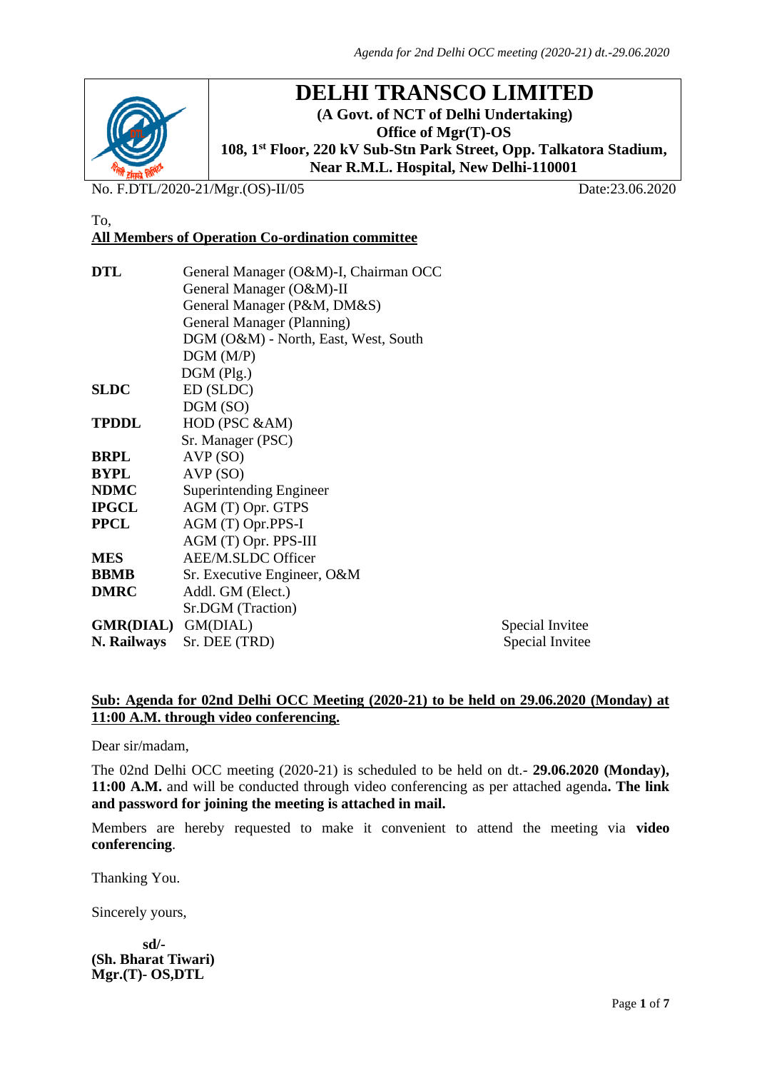# DELHI TRANSCO LIMITED

**(A Govt. of NCT of Delhi Undertaking)**
**Office of Mgr(T)-OS**
**108, 1st Floor, 220 kV Sub-Stn Park Street, Opp. Talkatora Stadium, Near R.M.L. Hospital, New Delhi-110001**

No. F.DTL/2020-21/Mgr.(OS)-II/05 Date:23.06.2020

To,
**All Members of Operation Co-ordination committee**

| | | |
|---|---|---|
| **DTL** | General Manager (O&M)-I, Chairman OCC | |
| | General Manager (O&M)-II | |
| | General Manager (P&M, DM&S) | |
| | General Manager (Planning) | |
| | DGM (O&M) - North, East, West, South | |
| | DGM (M/P) | |
| | DGM (Plg.) | |
| **SLDC** | ED (SLDC) | |
| | DGM (SO) | |
| **TPDDL** | HOD (PSC &AM) | |
| | Sr. Manager (PSC) | |
| **BRPL** | AVP (SO) | |
| **BYPL** | AVP (SO) | |
| **NDMC** | Superintending Engineer | |
| **IPGCL** | AGM (T) Opr. GTPS | |
| **PPCL** | AGM (T) Opr.PPS-I | |
| | AGM (T) Opr. PPS-III | |
| **MES** | AEE/M.SLDC Officer | |
| **BBMB** | Sr. Executive Engineer, O&M | |
| **DMRC** | Addl. GM (Elect.) | |
| | Sr.DGM (Traction) | |
| **GMR(DIAL)** | GM(DIAL) | Special Invitee |
| **N. Railways** | Sr. DEE (TRD) | Special Invitee |

**Sub: Agenda for 02nd Delhi OCC Meeting (2020-21) to be held on 29.06.2020 (Monday) at 11:00 A.M. through video conferencing.**

Dear sir/madam,

The 02nd Delhi OCC meeting (2020-21) is scheduled to be held on dt.- **29.06.2020 (Monday), 11:00 A.M.** and will be conducted through video conferencing as per attached agenda**. The link and password for joining the meeting is attached in mail.**

Members are hereby requested to make it convenient to attend the meeting via **video conferencing**.

Thanking You.

Sincerely yours,

**sd/-**
**(Sh. Bharat Tiwari)**
**Mgr.(T)- OS,DTL**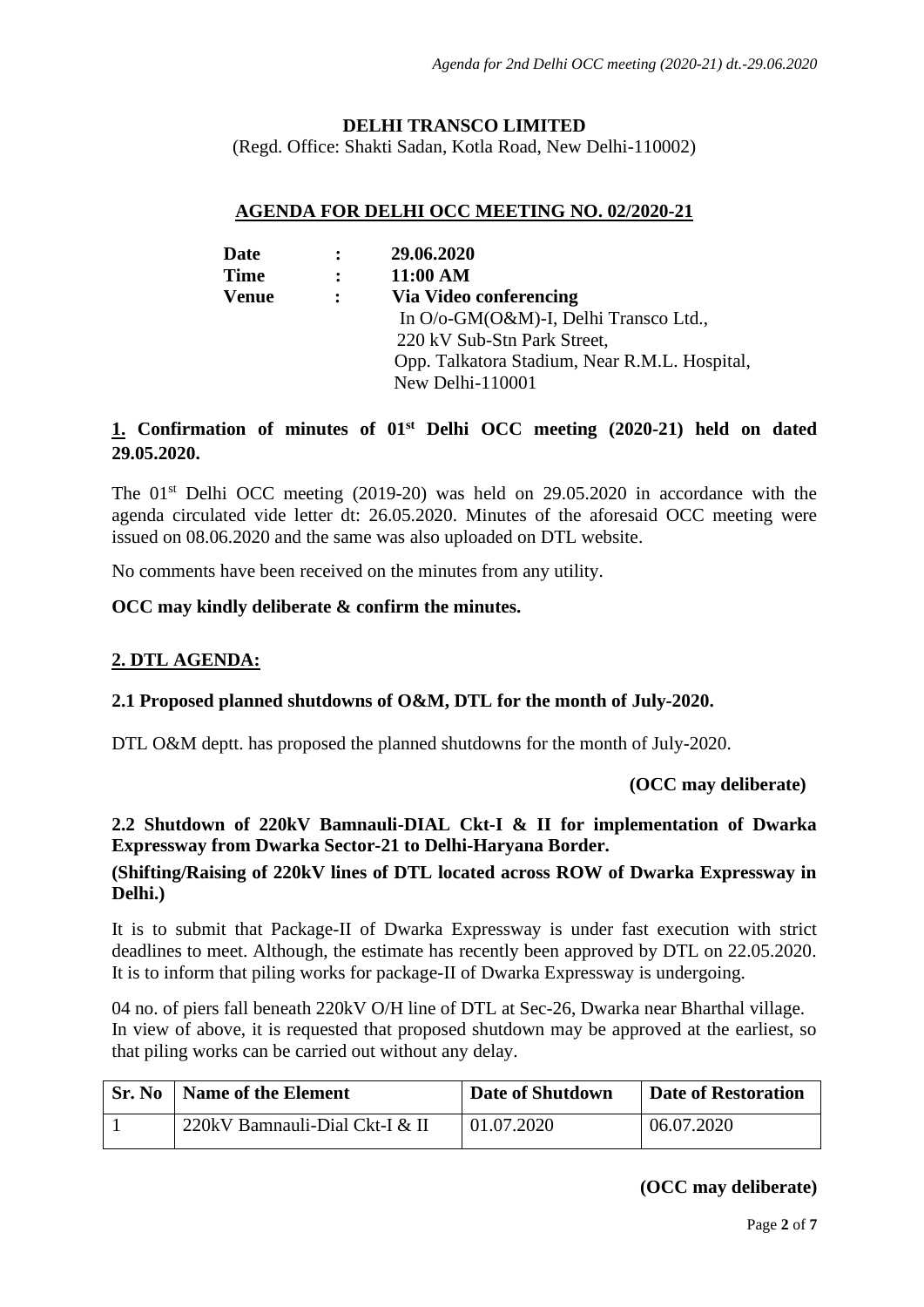**DELHI TRANSCO LIMITED**

(Regd. Office: Shakti Sadan, Kotla Road, New Delhi-110002)

## AGENDA FOR DELHI OCC MEETING NO. 02/2020-21

| | | |
|---|---|---|
| **Date** | **:** | **29.06.2020** |
| **Time** | **:** | **11:00 AM** |
| **Venue** | **:** | **Via Video conferencing**<br>In O/o-GM(O&M)-I, Delhi Transco Ltd.,<br>220 kV Sub-Stn Park Street,<br>Opp. Talkatora Stadium, Near R.M.L. Hospital,<br>New Delhi-110001 |

### 1. Confirmation of minutes of 01st Delhi OCC meeting (2020-21) held on dated 29.05.2020.

The 01st Delhi OCC meeting (2019-20) was held on 29.05.2020 in accordance with the agenda circulated vide letter dt: 26.05.2020. Minutes of the aforesaid OCC meeting were issued on 08.06.2020 and the same was also uploaded on DTL website.

No comments have been received on the minutes from any utility.

**OCC may kindly deliberate & confirm the minutes.**

### 2. DTL AGENDA:

**2.1 Proposed planned shutdowns of O&M, DTL for the month of July-2020.**

DTL O&M deptt. has proposed the planned shutdowns for the month of July-2020.

**(OCC may deliberate)**

**2.2 Shutdown of 220kV Bamnauli-DIAL Ckt-I & II for implementation of Dwarka Expressway from Dwarka Sector-21 to Delhi-Haryana Border.**

**(Shifting/Raising of 220kV lines of DTL located across ROW of Dwarka Expressway in Delhi.)**

It is to submit that Package-II of Dwarka Expressway is under fast execution with strict deadlines to meet. Although, the estimate has recently been approved by DTL on 22.05.2020. It is to inform that piling works for package-II of Dwarka Expressway is undergoing.

04 no. of piers fall beneath 220kV O/H line of DTL at Sec-26, Dwarka near Bharthal village. In view of above, it is requested that proposed shutdown may be approved at the earliest, so that piling works can be carried out without any delay.

| Sr. No | Name of the Element | Date of Shutdown | Date of Restoration |
|---|---|---|---|
| 1 | 220kV Bamnauli-Dial Ckt-I & II | 01.07.2020 | 06.07.2020 |

**(OCC may deliberate)**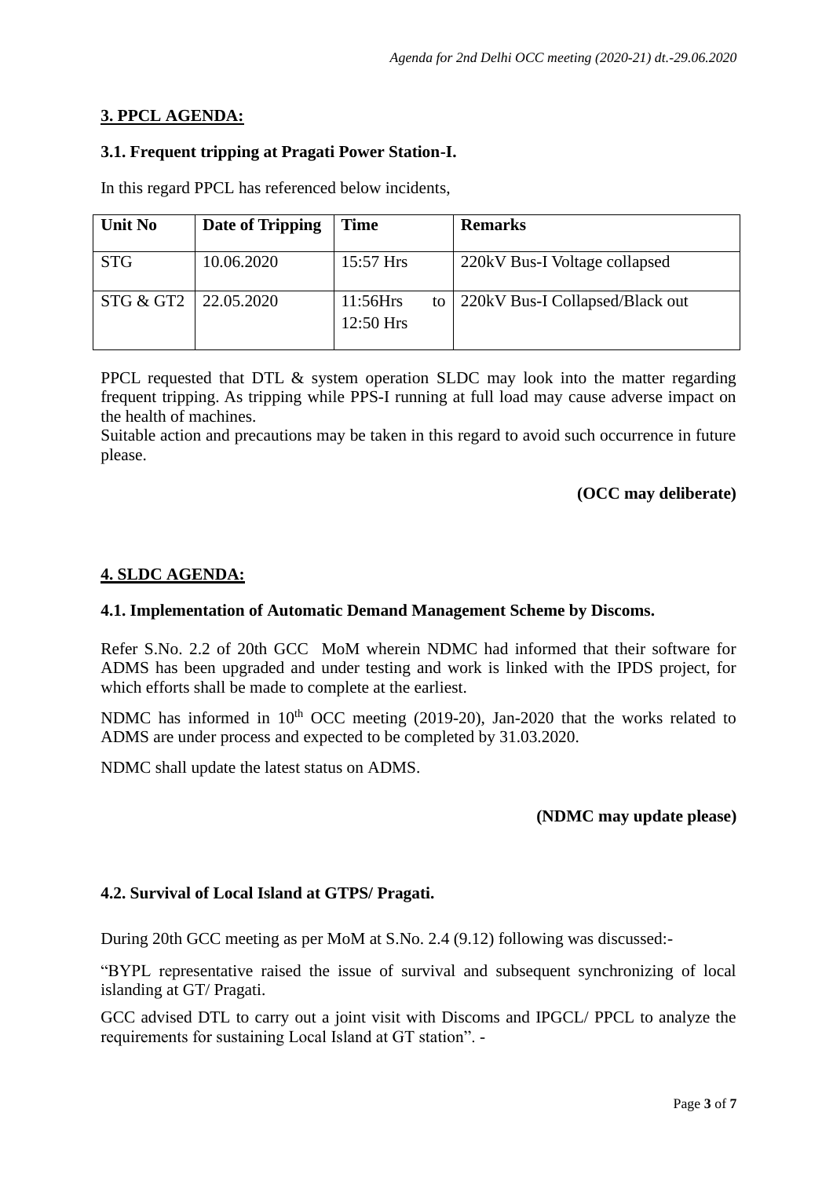## 3. PPCL AGENDA:

### 3.1. Frequent tripping at Pragati Power Station-I.

In this regard PPCL has referenced below incidents,

| Unit No | Date of Tripping | Time | Remarks |
|---|---|---|---|
| STG | 10.06.2020 | 15:57 Hrs | 220kV Bus-I Voltage collapsed |
| STG & GT2 | 22.05.2020 | 11:56Hrs to 12:50 Hrs | 220kV Bus-I Collapsed/Black out |

PPCL requested that DTL & system operation SLDC may look into the matter regarding frequent tripping. As tripping while PPS-I running at full load may cause adverse impact on the health of machines.

Suitable action and precautions may be taken in this regard to avoid such occurrence in future please.

**(OCC may deliberate)**

## 4. SLDC AGENDA:

### 4.1. Implementation of Automatic Demand Management Scheme by Discoms.

Refer S.No. 2.2 of 20th GCC MoM wherein NDMC had informed that their software for ADMS has been upgraded and under testing and work is linked with the IPDS project, for which efforts shall be made to complete at the earliest.

NDMC has informed in 10th OCC meeting (2019-20), Jan-2020 that the works related to ADMS are under process and expected to be completed by 31.03.2020.

NDMC shall update the latest status on ADMS.

**(NDMC may update please)**

### 4.2. Survival of Local Island at GTPS/ Pragati.

During 20th GCC meeting as per MoM at S.No. 2.4 (9.12) following was discussed:-

"BYPL representative raised the issue of survival and subsequent synchronizing of local islanding at GT/ Pragati.

GCC advised DTL to carry out a joint visit with Discoms and IPGCL/ PPCL to analyze the requirements for sustaining Local Island at GT station". -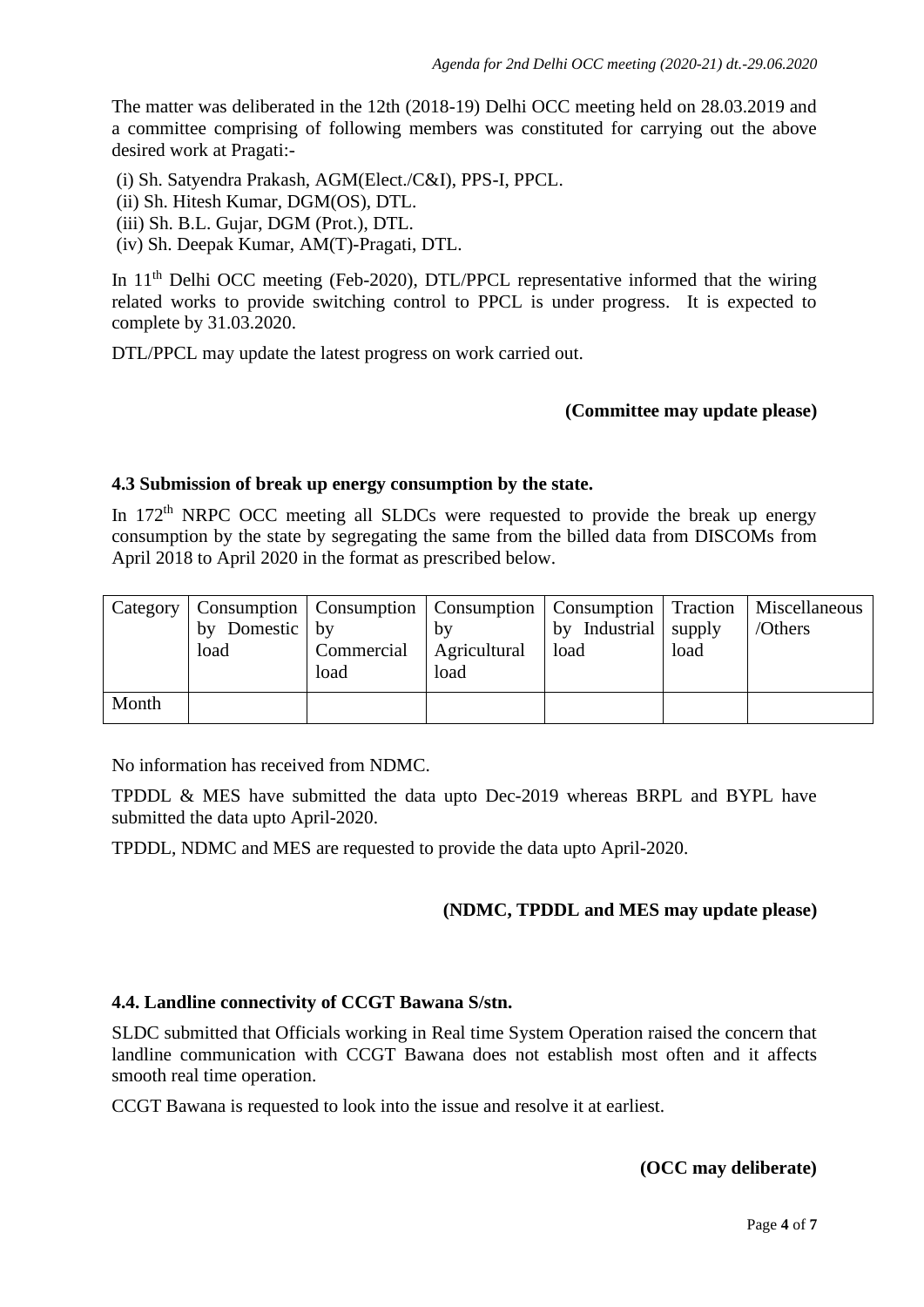The matter was deliberated in the 12th (2018-19) Delhi OCC meeting held on 28.03.2019 and a committee comprising of following members was constituted for carrying out the above desired work at Pragati:-

(i) Sh. Satyendra Prakash, AGM(Elect./C&I), PPS-I, PPCL.
(ii) Sh. Hitesh Kumar, DGM(OS), DTL.
(iii) Sh. B.L. Gujar, DGM (Prot.), DTL.
(iv) Sh. Deepak Kumar, AM(T)-Pragati, DTL.

In 11th Delhi OCC meeting (Feb-2020), DTL/PPCL representative informed that the wiring related works to provide switching control to PPCL is under progress. It is expected to complete by 31.03.2020.

DTL/PPCL may update the latest progress on work carried out.

**(Committee may update please)**

### 4.3 Submission of break up energy consumption by the state.

In 172th NRPC OCC meeting all SLDCs were requested to provide the break up energy consumption by the state by segregating the same from the billed data from DISCOMs from April 2018 to April 2020 in the format as prescribed below.

| Category | Consumption by Domestic load | Consumption by Commercial load | Consumption by Agricultural load | Consumption by Industrial load | Traction supply load | Miscellaneous /Others |
|---|---|---|---|---|---|---|
| Month | | | | | | |

No information has received from NDMC.

TPDDL & MES have submitted the data upto Dec-2019 whereas BRPL and BYPL have submitted the data upto April-2020.

TPDDL, NDMC and MES are requested to provide the data upto April-2020.

**(NDMC, TPDDL and MES may update please)**

### 4.4. Landline connectivity of CCGT Bawana S/stn.

SLDC submitted that Officials working in Real time System Operation raised the concern that landline communication with CCGT Bawana does not establish most often and it affects smooth real time operation.

CCGT Bawana is requested to look into the issue and resolve it at earliest.

**(OCC may deliberate)**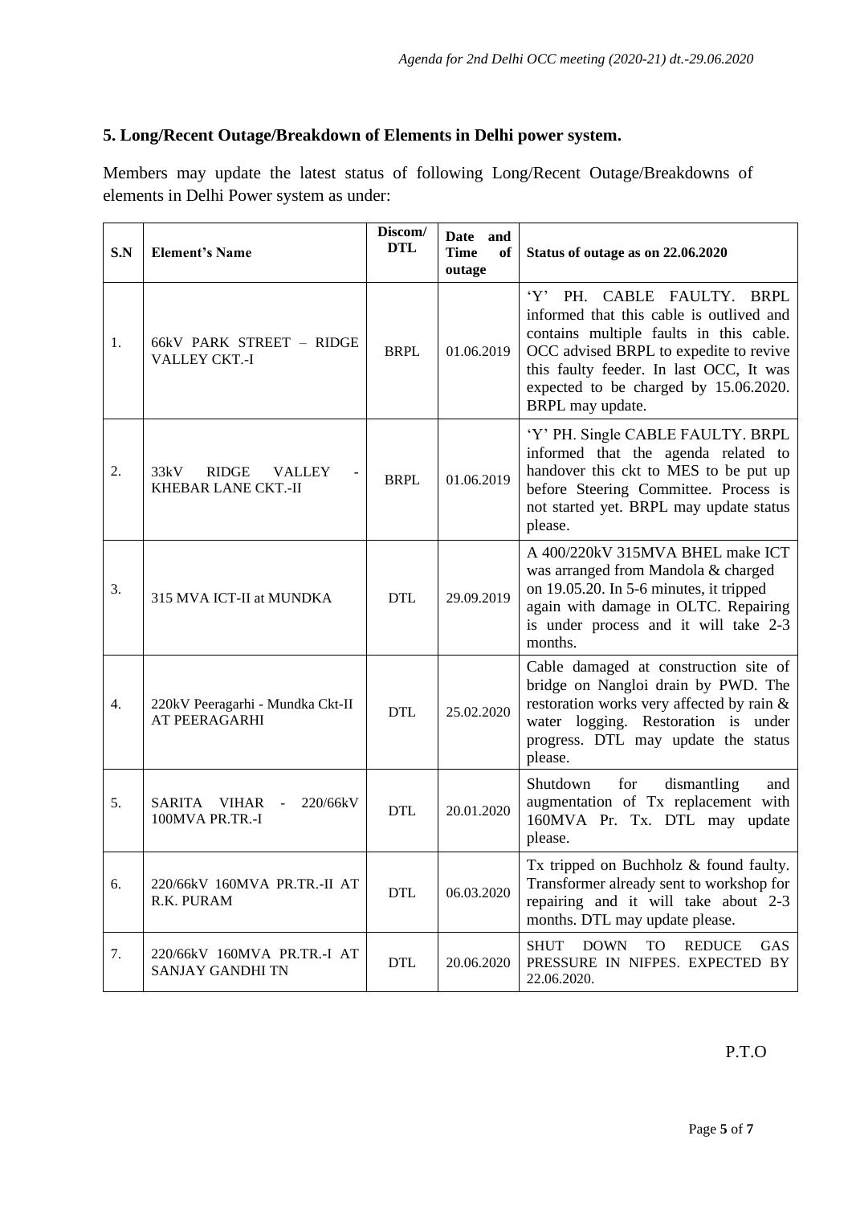## 5. Long/Recent Outage/Breakdown of Elements in Delhi power system.

Members may update the latest status of following Long/Recent Outage/Breakdowns of elements in Delhi Power system as under:

| S.N | Element's Name | Discom/ DTL | Date and Time of outage | Status of outage as on 22.06.2020 |
|---|---|---|---|---|
| 1. | 66kV PARK STREET – RIDGE VALLEY CKT.-I | BRPL | 01.06.2019 | 'Y' PH. CABLE FAULTY. BRPL informed that this cable is outlived and contains multiple faults in this cable. OCC advised BRPL to expedite to revive this faulty feeder. In last OCC, It was expected to be charged by 15.06.2020. BRPL may update. |
| 2. | 33kV RIDGE VALLEY - KHEBAR LANE CKT.-II | BRPL | 01.06.2019 | 'Y' PH. Single CABLE FAULTY. BRPL informed that the agenda related to handover this ckt to MES to be put up before Steering Committee. Process is not started yet. BRPL may update status please. |
| 3. | 315 MVA ICT-II at MUNDKA | DTL | 29.09.2019 | A 400/220kV 315MVA BHEL make ICT was arranged from Mandola & charged on 19.05.20. In 5-6 minutes, it tripped again with damage in OLTC. Repairing is under process and it will take 2-3 months. |
| 4. | 220kV Peeragarhi - Mundka Ckt-II AT PEERAGARHI | DTL | 25.02.2020 | Cable damaged at construction site of bridge on Nangloi drain by PWD. The restoration works very affected by rain & water logging. Restoration is under progress. DTL may update the status please. |
| 5. | SARITA VIHAR - 220/66kV 100MVA PR.TR.-I | DTL | 20.01.2020 | Shutdown for dismantling and augmentation of Tx replacement with 160MVA Pr. Tx. DTL may update please. |
| 6. | 220/66kV 160MVA PR.TR.-II AT R.K. PURAM | DTL | 06.03.2020 | Tx tripped on Buchholz & found faulty. Transformer already sent to workshop for repairing and it will take about 2-3 months. DTL may update please. |
| 7. | 220/66kV 160MVA PR.TR.-I AT SANJAY GANDHI TN | DTL | 20.06.2020 | SHUT DOWN TO REDUCE GAS PRESSURE IN NIFPES. EXPECTED BY 22.06.2020. |

P.T.O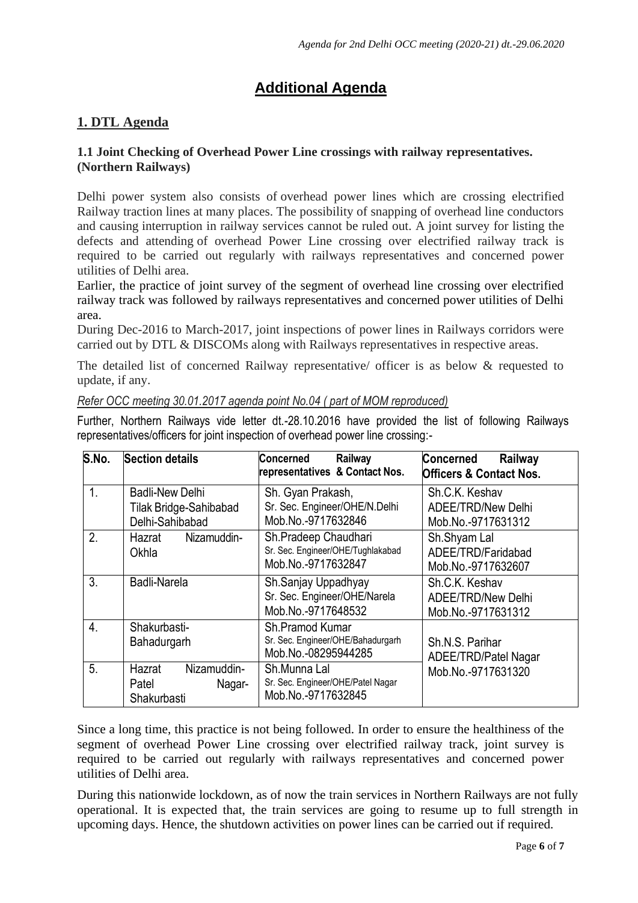# Additional Agenda

## 1. DTL Agenda

### 1.1 Joint Checking of Overhead Power Line crossings with railway representatives. (Northern Railways)

Delhi power system also consists of overhead power lines which are crossing electrified Railway traction lines at many places. The possibility of snapping of overhead line conductors and causing interruption in railway services cannot be ruled out. A joint survey for listing the defects and attending of overhead Power Line crossing over electrified railway track is required to be carried out regularly with railways representatives and concerned power utilities of Delhi area.

Earlier, the practice of joint survey of the segment of overhead line crossing over electrified railway track was followed by railways representatives and concerned power utilities of Delhi area.

During Dec-2016 to March-2017, joint inspections of power lines in Railways corridors were carried out by DTL & DISCOMs along with Railways representatives in respective areas.

The detailed list of concerned Railway representative/ officer is as below & requested to update, if any.

*Refer OCC meeting 30.01.2017 agenda point No.04 ( part of MOM reproduced)*

Further, Northern Railways vide letter dt.-28.10.2016 have provided the list of following Railways representatives/officers for joint inspection of overhead power line crossing:-

| S.No. | Section details | Concerned Railway representatives & Contact Nos. | Concerned Railway Officers & Contact Nos. |
|---|---|---|---|
| 1. | Badli-New Delhi<br>Tilak Bridge-Sahibabad<br>Delhi-Sahibabad | Sh. Gyan Prakash,<br>Sr. Sec. Engineer/OHE/N.Delhi<br>Mob.No.-9717632846 | Sh.C.K. Keshav<br>ADEE/TRD/New Delhi<br>Mob.No.-9717631312 |
| 2. | Hazrat Nizamuddin-Okhla | Sh.Pradeep Chaudhari<br>Sr. Sec. Engineer/OHE/Tughlakabad<br>Mob.No.-9717632847 | Sh.Shyam Lal<br>ADEE/TRD/Faridabad<br>Mob.No.-9717632607 |
| 3. | Badli-Narela | Sh.Sanjay Uppadhyay<br>Sr. Sec. Engineer/OHE/Narela<br>Mob.No.-9717648532 | Sh.C.K. Keshav<br>ADEE/TRD/New Delhi<br>Mob.No.-9717631312 |
| 4. | Shakurbasti-Bahadurgarh | Sh.Pramod Kumar<br>Sr. Sec. Engineer/OHE/Bahadurgarh<br>Mob.No.-08295944285 | Sh.N.S. Parihar<br>ADEE/TRD/Patel Nagar<br>Mob.No.-9717631320 |
| 5. | Hazrat Nizamuddin-Patel Nagar-Shakurbasti | Sh.Munna Lal<br>Sr. Sec. Engineer/OHE/Patel Nagar<br>Mob.No.-9717632845 | |

Since a long time, this practice is not being followed. In order to ensure the healthiness of the segment of overhead Power Line crossing over electrified railway track, joint survey is required to be carried out regularly with railways representatives and concerned power utilities of Delhi area.

During this nationwide lockdown, as of now the train services in Northern Railways are not fully operational. It is expected that, the train services are going to resume up to full strength in upcoming days. Hence, the shutdown activities on power lines can be carried out if required.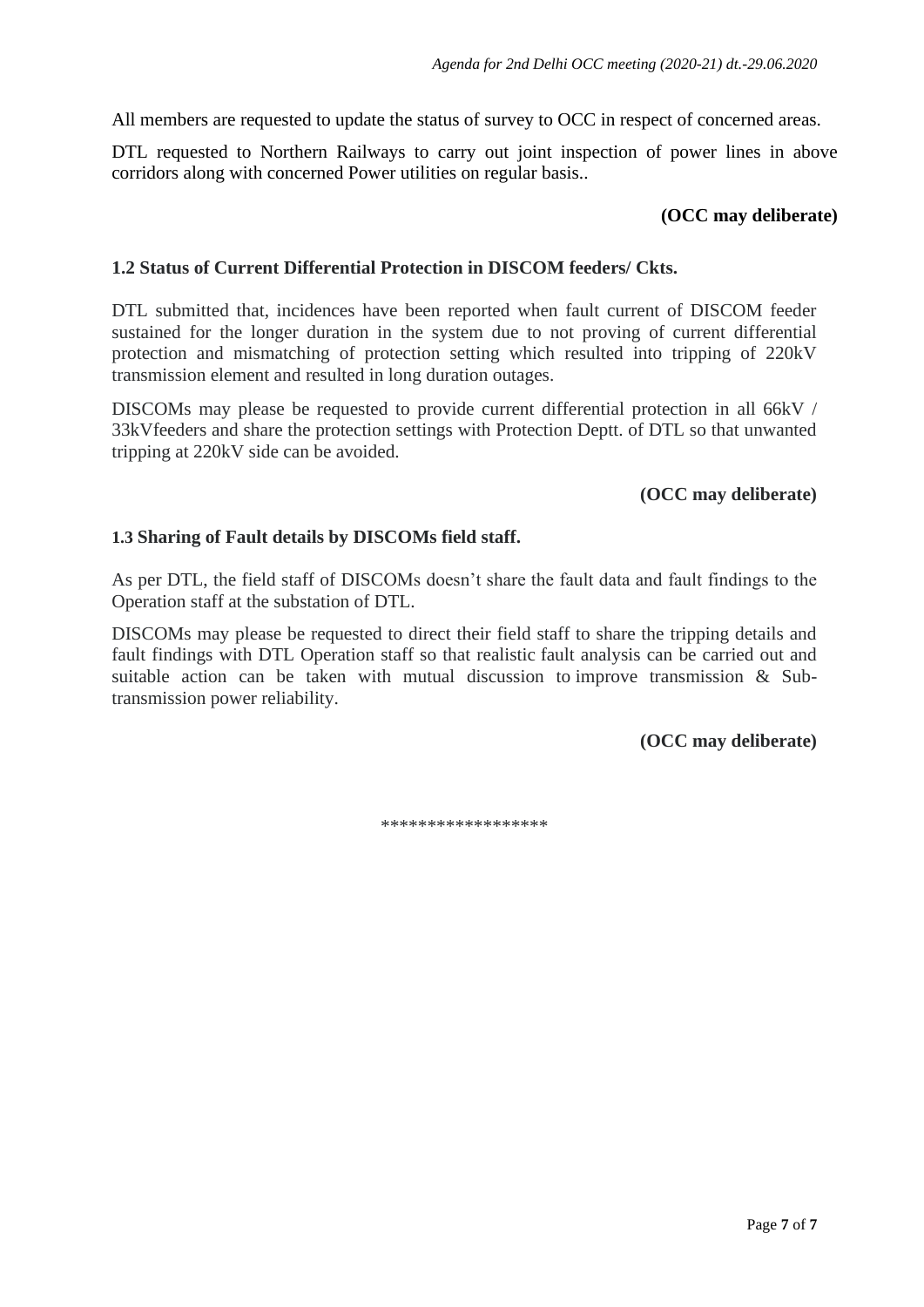All members are requested to update the status of survey to OCC in respect of concerned areas.

DTL requested to Northern Railways to carry out joint inspection of power lines in above corridors along with concerned Power utilities on regular basis..

**(OCC may deliberate)**

### 1.2 Status of Current Differential Protection in DISCOM feeders/ Ckts.

DTL submitted that, incidences have been reported when fault current of DISCOM feeder sustained for the longer duration in the system due to not proving of current differential protection and mismatching of protection setting which resulted into tripping of 220kV transmission element and resulted in long duration outages.

DISCOMs may please be requested to provide current differential protection in all 66kV / 33kVfeeders and share the protection settings with Protection Deptt. of DTL so that unwanted tripping at 220kV side can be avoided.

**(OCC may deliberate)**

### 1.3 Sharing of Fault details by DISCOMs field staff.

As per DTL, the field staff of DISCOMs doesn't share the fault data and fault findings to the Operation staff at the substation of DTL.

DISCOMs may please be requested to direct their field staff to share the tripping details and fault findings with DTL Operation staff so that realistic fault analysis can be carried out and suitable action can be taken with mutual discussion to improve transmission & Sub-transmission power reliability.

**(OCC may deliberate)**

******************